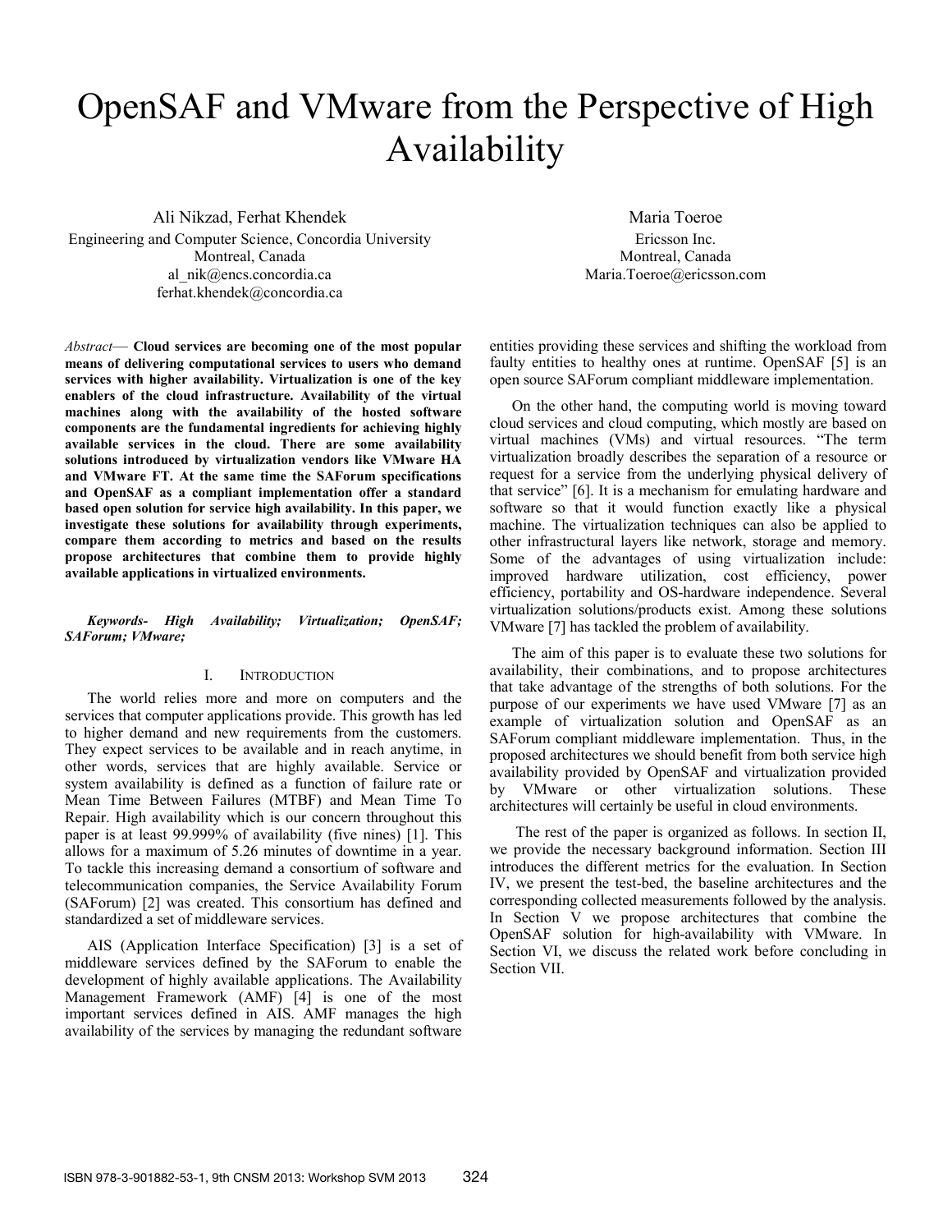# OpenSAF and VMware from the Perspective of High Availability

Ali Nikzad, Ferhat Khendek
Engineering and Computer Science, Concordia University
Montreal, Canada
al_nik@encs.concordia.ca
ferhat.khendek@concordia.ca

Maria Toeroe
Ericsson Inc.
Montreal, Canada
Maria.Toeroe@ericsson.com

*Abstract*— **Cloud services are becoming one of the most popular means of delivering computational services to users who demand services with higher availability. Virtualization is one of the key enablers of the cloud infrastructure. Availability of the virtual machines along with the availability of the hosted software components are the fundamental ingredients for achieving highly available services in the cloud. There are some availability solutions introduced by virtualization vendors like VMware HA and VMware FT. At the same time the SAForum specifications and OpenSAF as a compliant implementation offer a standard based open solution for service high availability. In this paper, we investigate these solutions for availability through experiments, compare them according to metrics and based on the results propose architectures that combine them to provide highly available applications in virtualized environments.**

***Keywords-*** ***High Availability; Virtualization; OpenSAF; SAForum; VMware;***

## I. Introduction

The world relies more and more on computers and the services that computer applications provide. This growth has led to higher demand and new requirements from the customers. They expect services to be available and in reach anytime, in other words, services that are highly available. Service or system availability is defined as a function of failure rate or Mean Time Between Failures (MTBF) and Mean Time To Repair. High availability which is our concern throughout this paper is at least 99.999% of availability (five nines) [1]. This allows for a maximum of 5.26 minutes of downtime in a year. To tackle this increasing demand a consortium of software and telecommunication companies, the Service Availability Forum (SAForum) [2] was created. This consortium has defined and standardized a set of middleware services.

AIS (Application Interface Specification) [3] is a set of middleware services defined by the SAForum to enable the development of highly available applications. The Availability Management Framework (AMF) [4] is one of the most important services defined in AIS. AMF manages the high availability of the services by managing the redundant software entities providing these services and shifting the workload from faulty entities to healthy ones at runtime. OpenSAF [5] is an open source SAForum compliant middleware implementation.

On the other hand, the computing world is moving toward cloud services and cloud computing, which mostly are based on virtual machines (VMs) and virtual resources. "The term virtualization broadly describes the separation of a resource or request for a service from the underlying physical delivery of that service" [6]. It is a mechanism for emulating hardware and software so that it would function exactly like a physical machine. The virtualization techniques can also be applied to other infrastructural layers like network, storage and memory. Some of the advantages of using virtualization include: improved hardware utilization, cost efficiency, power efficiency, portability and OS-hardware independence. Several virtualization solutions/products exist. Among these solutions VMware [7] has tackled the problem of availability.

The aim of this paper is to evaluate these two solutions for availability, their combinations, and to propose architectures that take advantage of the strengths of both solutions. For the purpose of our experiments we have used VMware [7] as an example of virtualization solution and OpenSAF as an SAForum compliant middleware implementation. Thus, in the proposed architectures we should benefit from both service high availability provided by OpenSAF and virtualization provided by VMware or other virtualization solutions. These architectures will certainly be useful in cloud environments.

The rest of the paper is organized as follows. In section II, we provide the necessary background information. Section III introduces the different metrics for the evaluation. In Section IV, we present the test-bed, the baseline architectures and the corresponding collected measurements followed by the analysis. In Section V we propose architectures that combine the OpenSAF solution for high-availability with VMware. In Section VI, we discuss the related work before concluding in Section VII.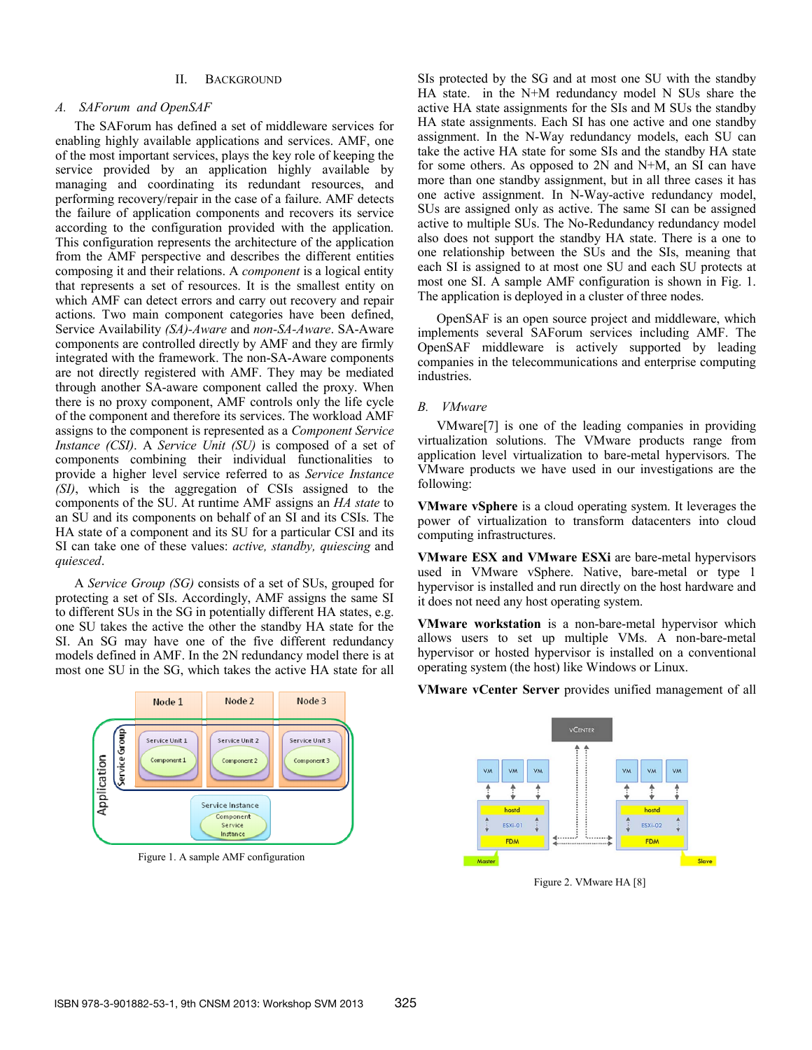## II. Background

### A. SAForum and OpenSAF

The SAForum has defined a set of middleware services for enabling highly available applications and services. AMF, one of the most important services, plays the key role of keeping the service provided by an application highly available by managing and coordinating its redundant resources, and performing recovery/repair in the case of a failure. AMF detects the failure of application components and recovers its service according to the configuration provided with the application. This configuration represents the architecture of the application from the AMF perspective and describes the different entities composing it and their relations. A *component* is a logical entity that represents a set of resources. It is the smallest entity on which AMF can detect errors and carry out recovery and repair actions. Two main component categories have been defined, Service Availability *(SA)-Aware* and *non-SA-Aware*. SA-Aware components are controlled directly by AMF and they are firmly integrated with the framework. The non-SA-Aware components are not directly registered with AMF. They may be mediated through another SA-aware component called the proxy. When there is no proxy component, AMF controls only the life cycle of the component and therefore its services. The workload AMF assigns to the component is represented as a *Component Service Instance (CSI)*. A *Service Unit (SU)* is composed of a set of components combining their individual functionalities to provide a higher level service referred to as *Service Instance (SI)*, which is the aggregation of CSIs assigned to the components of the SU. At runtime AMF assigns an *HA state* to an SU and its components on behalf of an SI and its CSIs. The HA state of a component and its SU for a particular CSI and its SI can take one of these values: *active, standby, quiescing* and *quiesced*.

A *Service Group (SG)* consists of a set of SUs, grouped for protecting a set of SIs. Accordingly, AMF assigns the same SI to different SUs in the SG in potentially different HA states, e.g. one SU takes the active the other the standby HA state for the SI. An SG may have one of the five different redundancy models defined in AMF. In the 2N redundancy model there is at most one SU in the SG, which takes the active HA state for all SIs protected by the SG and at most one SU with the standby HA state. in the N+M redundancy model N SUs share the active HA state assignments for the SIs and M SUs the standby HA state assignments. Each SI has one active and one standby assignment. In the N-Way redundancy models, each SU can take the active HA state for some SIs and the standby HA state for some others. As opposed to 2N and N+M, an SI can have more than one standby assignment, but in all three cases it has one active assignment. In N-Way-active redundancy model, SUs are assigned only as active. The same SI can be assigned active to multiple SUs. The No-Redundancy redundancy model also does not support the standby HA state. There is a one to one relationship between the SUs and the SIs, meaning that each SI is assigned to at most one SU and each SU protects at most one SI. A sample AMF configuration is shown in Fig. 1. The application is deployed in a cluster of three nodes.

Node 1
Node 2
Node 3
Application
Service Group
Service Unit 1
Component 1
Service Unit 2
Component 2
Service Unit 3
Component 3
Service Instance
Component Service Instance

Figure 1. A sample AMF configuration

OpenSAF is an open source project and middleware, which implements several SAForum services including AMF. The OpenSAF middleware is actively supported by leading companies in the telecommunications and enterprise computing industries.

### B. VMware

VMware[7] is one of the leading companies in providing virtualization solutions. The VMware products range from application level virtualization to bare-metal hypervisors. The VMware products we have used in our investigations are the following:

**VMware vSphere** is a cloud operating system. It leverages the power of virtualization to transform datacenters into cloud computing infrastructures.

**VMware ESX and VMware ESXi** are bare-metal hypervisors used in VMware vSphere. Native, bare-metal or type 1 hypervisor is installed and run directly on the host hardware and it does not need any host operating system.

**VMware workstation** is a non-bare-metal hypervisor which allows users to set up multiple VMs. A non-bare-metal hypervisor or hosted hypervisor is installed on a conventional operating system (the host) like Windows or Linux.

**VMware vCenter Server** provides unified management of all

VCENTER
VM VM VM
hostd
ESXi-01
FDM
Master
VM VM VM
hostd
ESXi-02
FDM
Slave

Figure 2. VMware HA [8]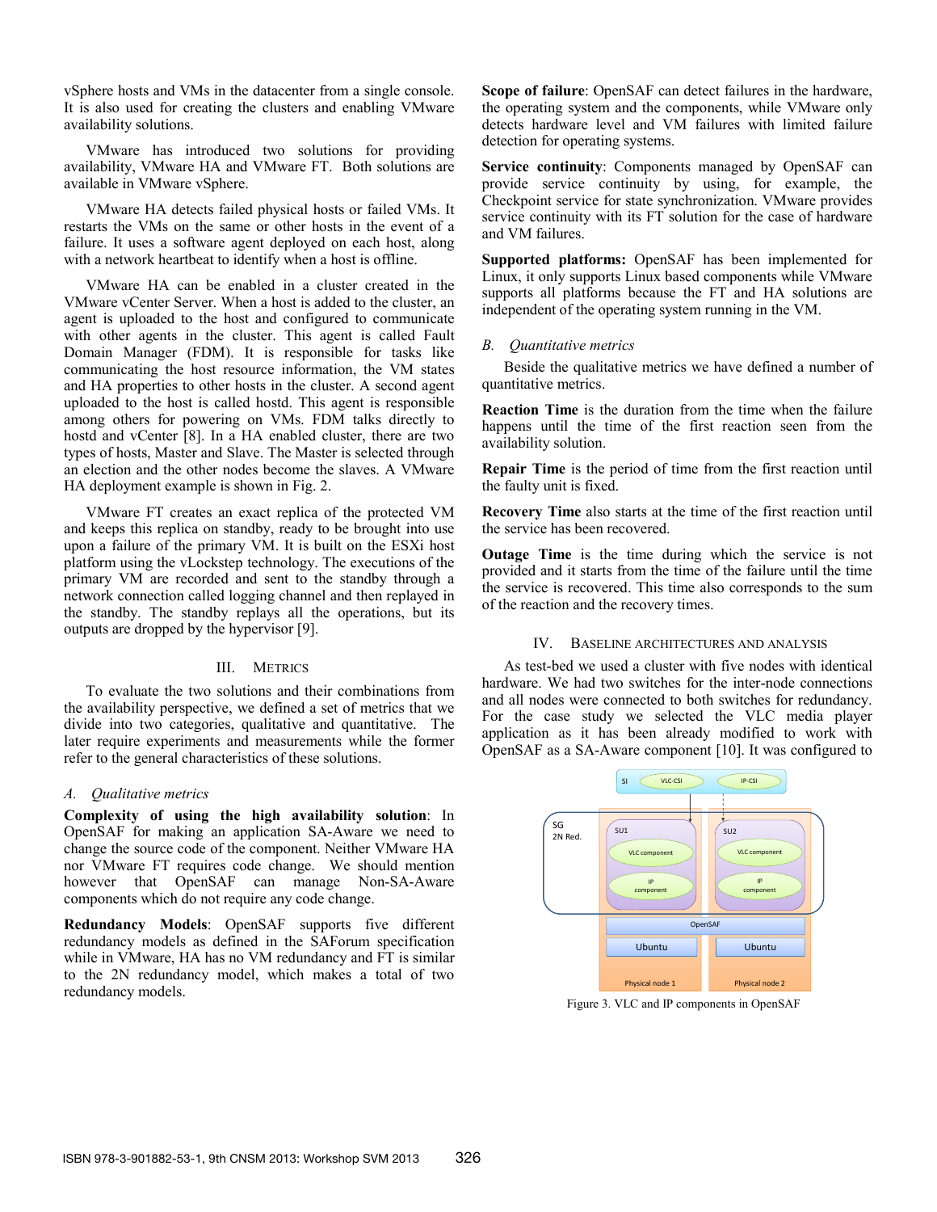vSphere hosts and VMs in the datacenter from a single console. It is also used for creating the clusters and enabling VMware availability solutions.

VMware has introduced two solutions for providing availability, VMware HA and VMware FT. Both solutions are available in VMware vSphere.

VMware HA detects failed physical hosts or failed VMs. It restarts the VMs on the same or other hosts in the event of a failure. It uses a software agent deployed on each host, along with a network heartbeat to identify when a host is offline.

VMware HA can be enabled in a cluster created in the VMware vCenter Server. When a host is added to the cluster, an agent is uploaded to the host and configured to communicate with other agents in the cluster. This agent is called Fault Domain Manager (FDM). It is responsible for tasks like communicating the host resource information, the VM states and HA properties to other hosts in the cluster. A second agent uploaded to the host is called hostd. This agent is responsible among others for powering on VMs. FDM talks directly to hostd and vCenter [8]. In a HA enabled cluster, there are two types of hosts, Master and Slave. The Master is selected through an election and the other nodes become the slaves. A VMware HA deployment example is shown in Fig. 2.

VMware FT creates an exact replica of the protected VM and keeps this replica on standby, ready to be brought into use upon a failure of the primary VM. It is built on the ESXi host platform using the vLockstep technology. The executions of the primary VM are recorded and sent to the standby through a network connection called logging channel and then replayed in the standby. The standby replays all the operations, but its outputs are dropped by the hypervisor [9].

## III. Metrics

To evaluate the two solutions and their combinations from the availability perspective, we defined a set of metrics that we divide into two categories, qualitative and quantitative. The later require experiments and measurements while the former refer to the general characteristics of these solutions.

### A. *Qualitative metrics*

**Complexity of using the high availability solution**: In OpenSAF for making an application SA-Aware we need to change the source code of the component. Neither VMware HA nor VMware FT requires code change. We should mention however that OpenSAF can manage Non-SA-Aware components which do not require any code change.

**Redundancy Models**: OpenSAF supports five different redundancy models as defined in the SAForum specification while in VMware, HA has no VM redundancy and FT is similar to the 2N redundancy model, which makes a total of two redundancy models.

**Scope of failure**: OpenSAF can detect failures in the hardware, the operating system and the components, while VMware only detects hardware level and VM failures with limited failure detection for operating systems.

**Service continuity**: Components managed by OpenSAF can provide service continuity by using, for example, the Checkpoint service for state synchronization. VMware provides service continuity with its FT solution for the case of hardware and VM failures.

**Supported platforms:** OpenSAF has been implemented for Linux, it only supports Linux based components while VMware supports all platforms because the FT and HA solutions are independent of the operating system running in the VM.

### B. *Quantitative metrics*

Beside the qualitative metrics we have defined a number of quantitative metrics.

**Reaction Time** is the duration from the time when the failure happens until the time of the first reaction seen from the availability solution.

**Repair Time** is the period of time from the first reaction until the faulty unit is fixed.

**Recovery Time** also starts at the time of the first reaction until the service has been recovered.

**Outage Time** is the time during which the service is not provided and it starts from the time of the failure until the time the service is recovered. This time also corresponds to the sum of the reaction and the recovery times.

## IV. Baseline Architectures and Analysis

As test-bed we used a cluster with five nodes with identical hardware. We had two switches for the inter-node connections and all nodes were connected to both switches for redundancy. For the case study we selected the VLC media player application as it has been already modified to work with OpenSAF as a SA-Aware component [10]. It was configured to

SI
VLC-CSI
IP-CSI
SG
2N Red.
SU1
SU2
VLC component
IP component
VLC component
IP component
OpenSAF
Ubuntu
Ubuntu
Physical node 1
Physical node 2

Figure 3. VLC and IP components in OpenSAF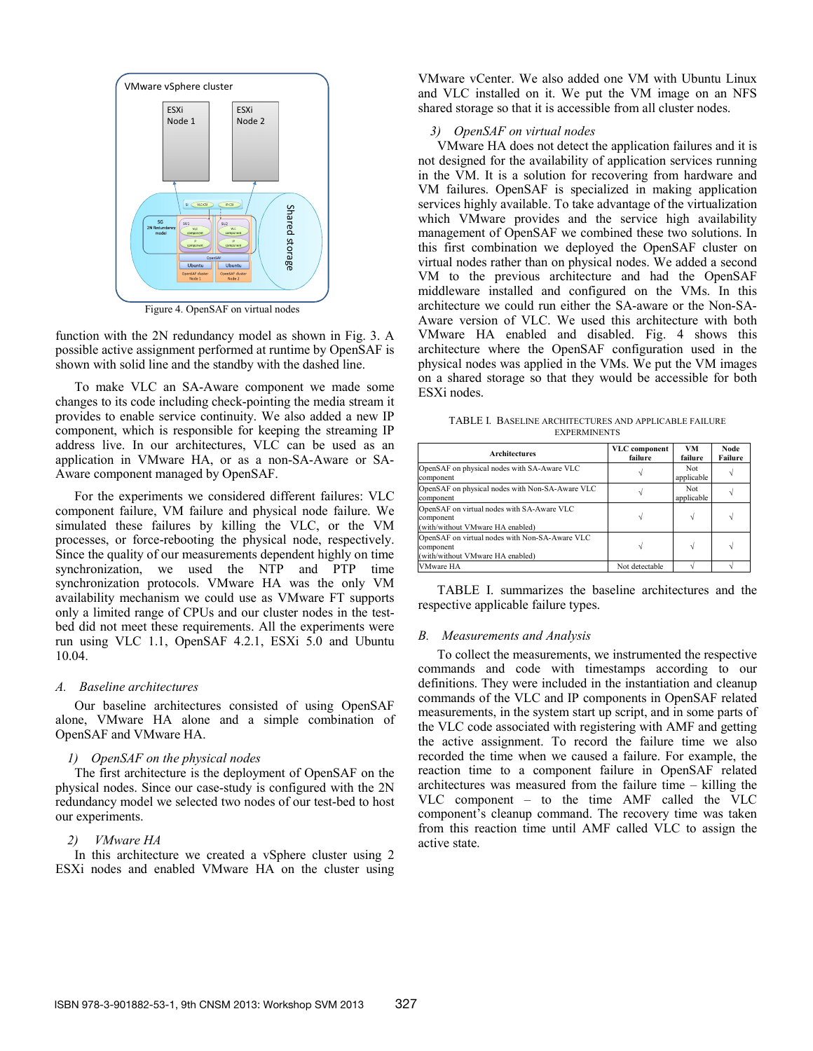Figure 4. OpenSAF on virtual nodes

function with the 2N redundancy model as shown in Fig. 3. A possible active assignment performed at runtime by OpenSAF is shown with solid line and the standby with the dashed line.

To make VLC an SA-Aware component we made some changes to its code including check-pointing the media stream it provides to enable service continuity. We also added a new IP component, which is responsible for keeping the streaming IP address live. In our architectures, VLC can be used as an application in VMware HA, or as a non-SA-Aware or SA-Aware component managed by OpenSAF.

For the experiments we considered different failures: VLC component failure, VM failure and physical node failure. We simulated these failures by killing the VLC, or the VM processes, or force-rebooting the physical node, respectively. Since the quality of our measurements dependent highly on time synchronization, we used the NTP and PTP time synchronization protocols. VMware HA was the only VM availability mechanism we could use as VMware FT supports only a limited range of CPUs and our cluster nodes in the test-bed did not meet these requirements. All the experiments were run using VLC 1.1, OpenSAF 4.2.1, ESXi 5.0 and Ubuntu 10.04.

### A. Baseline architectures

Our baseline architectures consisted of using OpenSAF alone, VMware HA alone and a simple combination of OpenSAF and VMware HA.

#### 1) OpenSAF on the physical nodes

The first architecture is the deployment of OpenSAF on the physical nodes. Since our case-study is configured with the 2N redundancy model we selected two nodes of our test-bed to host our experiments.

#### 2) VMware HA

In this architecture we created a vSphere cluster using 2 ESXi nodes and enabled VMware HA on the cluster using VMware vCenter. We also added one VM with Ubuntu Linux and VLC installed on it. We put the VM image on an NFS shared storage so that it is accessible from all cluster nodes.

#### 3) OpenSAF on virtual nodes

VMware HA does not detect the application failures and it is not designed for the availability of application services running in the VM. It is a solution for recovering from hardware and VM failures. OpenSAF is specialized in making application services highly available. To take advantage of the virtualization which VMware provides and the service high availability management of OpenSAF we combined these two solutions. In this first combination we deployed the OpenSAF cluster on virtual nodes rather than on physical nodes. We added a second VM to the previous architecture and had the OpenSAF middleware installed and configured on the VMs. In this architecture we could run either the SA-aware or the Non-SA-Aware version of VLC. We used this architecture with both VMware HA enabled and disabled. Fig. 4 shows this architecture where the OpenSAF configuration used in the physical nodes was applied in the VMs. We put the VM images on a shared storage so that they would be accessible for both ESXi nodes.

TABLE I. BASELINE ARCHITECTURES AND APPLICABLE FAILURE EXPERIMENTS

| Architectures | VLC component failure | VM failure | Node Failure |
|---|---|---|---|
| OpenSAF on physical nodes with SA-Aware VLC component | √ | Not applicable | √ |
| OpenSAF on physical nodes with Non-SA-Aware VLC component | √ | Not applicable | √ |
| OpenSAF on virtual nodes with SA-Aware VLC component (with/without VMware HA enabled) | √ | √ | √ |
| OpenSAF on virtual nodes with Non-SA-Aware VLC component (with/without VMware HA enabled) | √ | √ | √ |
| VMware HA | Not detectable | √ | √ |

TABLE I. summarizes the baseline architectures and the respective applicable failure types.

### B. Measurements and Analysis

To collect the measurements, we instrumented the respective commands and code with timestamps according to our definitions. They were included in the instantiation and cleanup commands of the VLC and IP components in OpenSAF related measurements, in the system start up script, and in some parts of the VLC code associated with registering with AMF and getting the active assignment. To record the failure time we also recorded the time when we caused a failure. For example, the reaction time to a component failure in OpenSAF related architectures was measured from the failure time – killing the VLC component – to the time AMF called the VLC component's cleanup command. The recovery time was taken from this reaction time until AMF called VLC to assign the active state.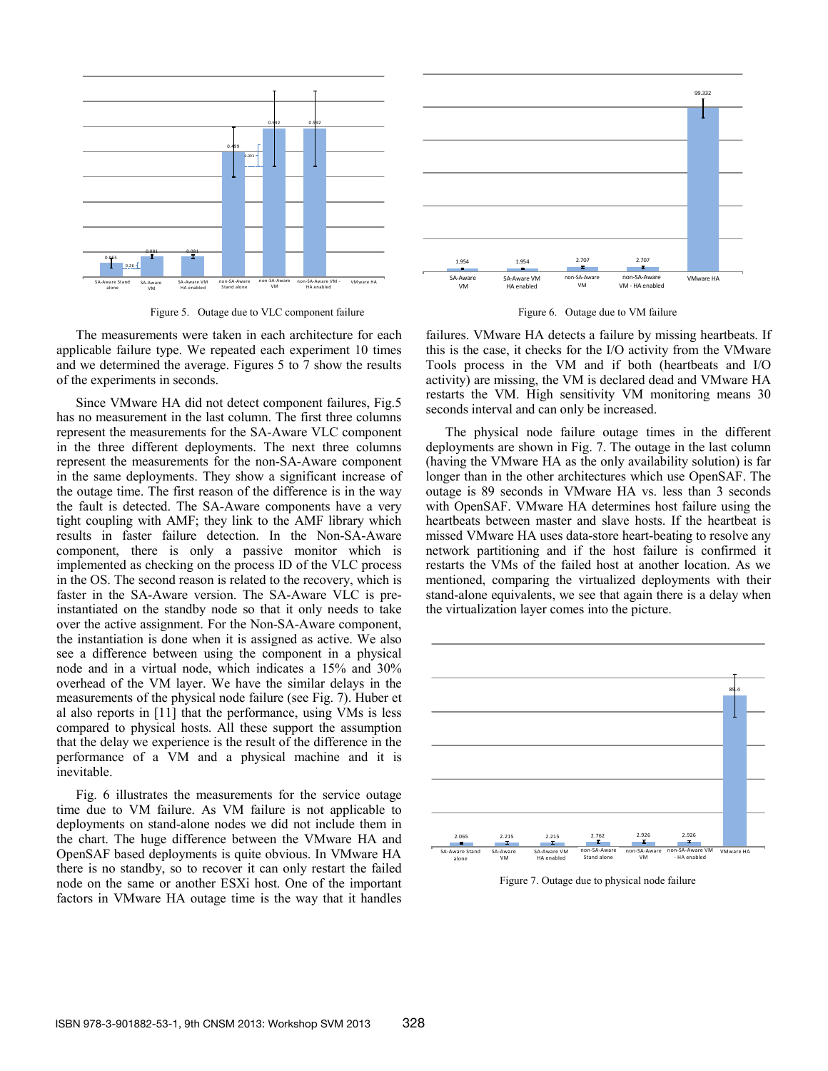Figure 5. Outage due to VLC component failure

Figure 6. Outage due to VM failure

The measurements were taken in each architecture for each applicable failure type. We repeated each experiment 10 times and we determined the average. Figures 5 to 7 show the results of the experiments in seconds.

Since VMware HA did not detect component failures, Fig.5 has no measurement in the last column. The first three columns represent the measurements for the SA-Aware VLC component in the three different deployments. The next three columns represent the measurements for the non-SA-Aware component in the same deployments. They show a significant increase of the outage time. The first reason of the difference is in the way the fault is detected. The SA-Aware components have a very tight coupling with AMF; they link to the AMF library which results in faster failure detection. In the Non-SA-Aware component, there is only a passive monitor which is implemented as checking on the process ID of the VLC process in the OS. The second reason is related to the recovery, which is faster in the SA-Aware version. The SA-Aware VLC is pre-instantiated on the standby node so that it only needs to take over the active assignment. For the Non-SA-Aware component, the instantiation is done when it is assigned as active. We also see a difference between using the component in a physical node and in a virtual node, which indicates a 15% and 30% overhead of the VM layer. We have the similar delays in the measurements of the physical node failure (see Fig. 7). Huber et al also reports in [11] that the performance, using VMs is less compared to physical hosts. All these support the assumption that the delay we experience is the result of the difference in the performance of a VM and a physical machine and it is inevitable.

Fig. 6 illustrates the measurements for the service outage time due to VM failure. As VM failure is not applicable to deployments on stand-alone nodes we did not include them in the chart. The huge difference between the VMware HA and OpenSAF based deployments is quite obvious. In VMware HA there is no standby, so to recover it can only restart the failed node on the same or another ESXi host. One of the important factors in VMware HA outage time is the way that it handles failures. VMware HA detects a failure by missing heartbeats. If this is the case, it checks for the I/O activity from the VMware Tools process in the VM and if both (heartbeats and I/O activity) are missing, the VM is declared dead and VMware HA restarts the VM. High sensitivity VM monitoring means 30 seconds interval and can only be increased.

The physical node failure outage times in the different deployments are shown in Fig. 7. The outage in the last column (having the VMware HA as the only availability solution) is far longer than in the other architectures which use OpenSAF. The outage is 89 seconds in VMware HA vs. less than 3 seconds with OpenSAF. VMware HA determines host failure using the heartbeats between master and slave hosts. If the heartbeat is missed VMware HA uses data-store heart-beating to resolve any network partitioning and if the host failure is confirmed it restarts the VMs of the failed host at another location. As we mentioned, comparing the virtualized deployments with their stand-alone equivalents, we see that again there is a delay when the virtualization layer comes into the picture.

Figure 7. Outage due to physical node failure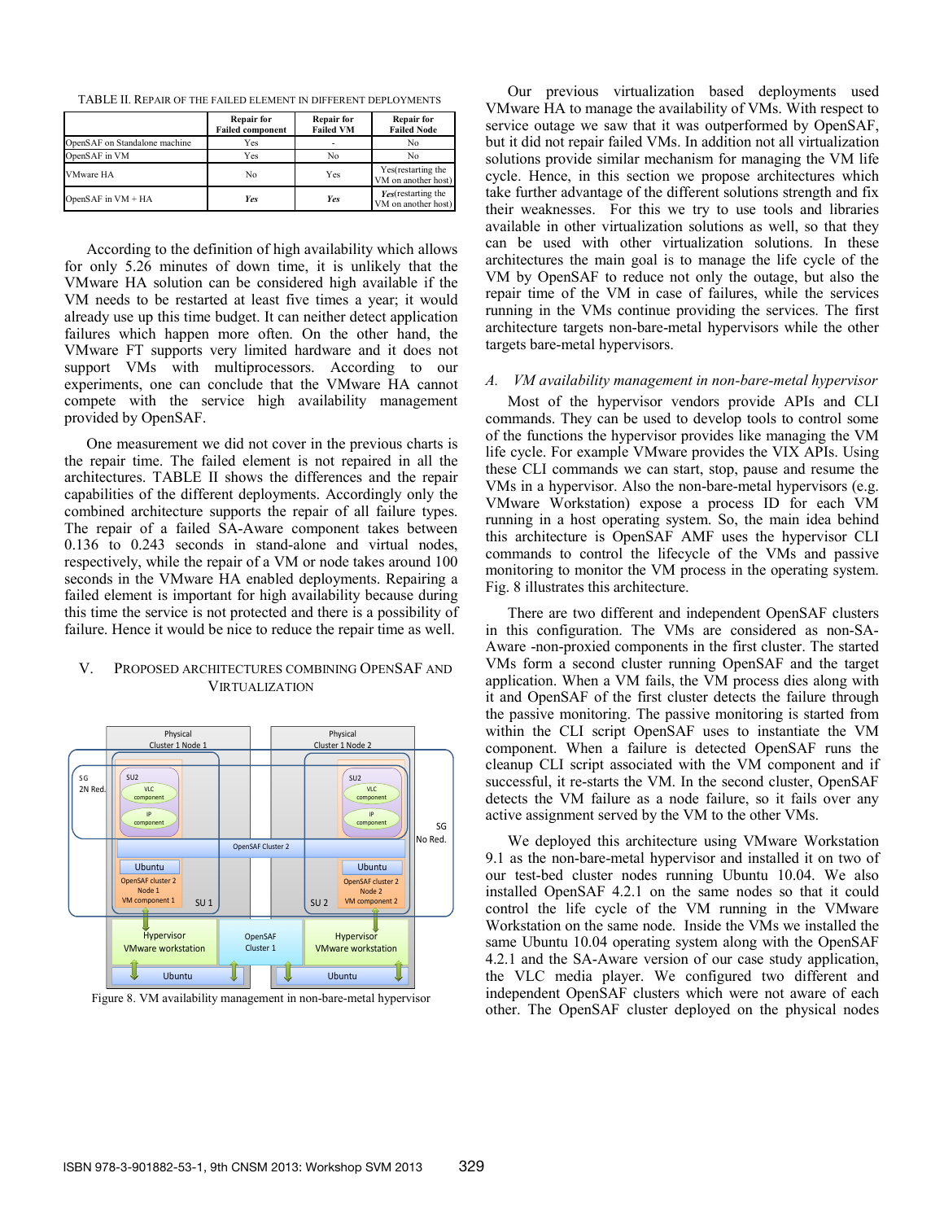TABLE II. REPAIR OF THE FAILED ELEMENT IN DIFFERENT DEPLOYMENTS

| | Repair for Failed component | Repair for Failed VM | Repair for Failed Node |
|---|---|---|---|
| OpenSAF on Standalone machine | Yes | - | No |
| OpenSAF in VM | Yes | No | No |
| VMware HA | No | Yes | Yes(restarting the VM on another host) |
| OpenSAF in VM + HA | ***Yes*** | ***Yes*** | ***Yes***(restarting the VM on another host) |

According to the definition of high availability which allows for only 5.26 minutes of down time, it is unlikely that the VMware HA solution can be considered high available if the VM needs to be restarted at least five times a year; it would already use up this time budget. It can neither detect application failures which happen more often. On the other hand, the VMware FT supports very limited hardware and it does not support VMs with multiprocessors. According to our experiments, one can conclude that the VMware HA cannot compete with the service high availability management provided by OpenSAF.

One measurement we did not cover in the previous charts is the repair time. The failed element is not repaired in all the architectures. TABLE II shows the differences and the repair capabilities of the different deployments. Accordingly only the combined architecture supports the repair of all failure types. The repair of a failed SA-Aware component takes between 0.136 to 0.243 seconds in stand-alone and virtual nodes, respectively, while the repair of a VM or node takes around 100 seconds in the VMware HA enabled deployments. Repairing a failed element is important for high availability because during this time the service is not protected and there is a possibility of failure. Hence it would be nice to reduce the repair time as well.

## V. PROPOSED ARCHITECTURES COMBINING OPENSAF AND VIRTUALIZATION

Physical
Cluster 1 Node 1
Physical
Cluster 1 Node 2
SG
2N Red.
SU2
VLC component
IP component
SU2
VLC component
IP component
SG
No Red.
OpenSAF Cluster 2
Ubuntu
OpenSAF cluster 2
Node 1
VM component 1
SU 1
Ubuntu
OpenSAF cluster 2
Node 2
VM component 2
SU 2
Hypervisor
VMware workstation
OpenSAF
Cluster 1
Hypervisor
VMware workstation
Ubuntu
Ubuntu

Figure 8. VM availability management in non-bare-metal hypervisor

Our previous virtualization based deployments used VMware HA to manage the availability of VMs. With respect to service outage we saw that it was outperformed by OpenSAF, but it did not repair failed VMs. In addition not all virtualization solutions provide similar mechanism for managing the VM life cycle. Hence, in this section we propose architectures which take further advantage of the different solutions strength and fix their weaknesses. For this we try to use tools and libraries available in other virtualization solutions as well, so that they can be used with other virtualization solutions. In these architectures the main goal is to manage the life cycle of the VM by OpenSAF to reduce not only the outage, but also the repair time of the VM in case of failures, while the services running in the VMs continue providing the services. The first architecture targets non-bare-metal hypervisors while the other targets bare-metal hypervisors.

### *A. VM availability management in non-bare-metal hypervisor*

Most of the hypervisor vendors provide APIs and CLI commands. They can be used to develop tools to control some of the functions the hypervisor provides like managing the VM life cycle. For example VMware provides the VIX APIs. Using these CLI commands we can start, stop, pause and resume the VMs in a hypervisor. Also the non-bare-metal hypervisors (e.g. VMware Workstation) expose a process ID for each VM running in a host operating system. So, the main idea behind this architecture is OpenSAF AMF uses the hypervisor CLI commands to control the lifecycle of the VMs and passive monitoring to monitor the VM process in the operating system. Fig. 8 illustrates this architecture.

There are two different and independent OpenSAF clusters in this configuration. The VMs are considered as non-SA-Aware -non-proxied components in the first cluster. The started VMs form a second cluster running OpenSAF and the target application. When a VM fails, the VM process dies along with it and OpenSAF of the first cluster detects the failure through the passive monitoring. The passive monitoring is started from within the CLI script OpenSAF uses to instantiate the VM component. When a failure is detected OpenSAF runs the cleanup CLI script associated with the VM component and if successful, it re-starts the VM. In the second cluster, OpenSAF detects the VM failure as a node failure, so it fails over any active assignment served by the VM to the other VMs.

We deployed this architecture using VMware Workstation 9.1 as the non-bare-metal hypervisor and installed it on two of our test-bed cluster nodes running Ubuntu 10.04. We also installed OpenSAF 4.2.1 on the same nodes so that it could control the life cycle of the VM running in the VMware Workstation on the same node. Inside the VMs we installed the same Ubuntu 10.04 operating system along with the OpenSAF 4.2.1 and the SA-Aware version of our case study application, the VLC media player. We configured two different and independent OpenSAF clusters which were not aware of each other. The OpenSAF cluster deployed on the physical nodes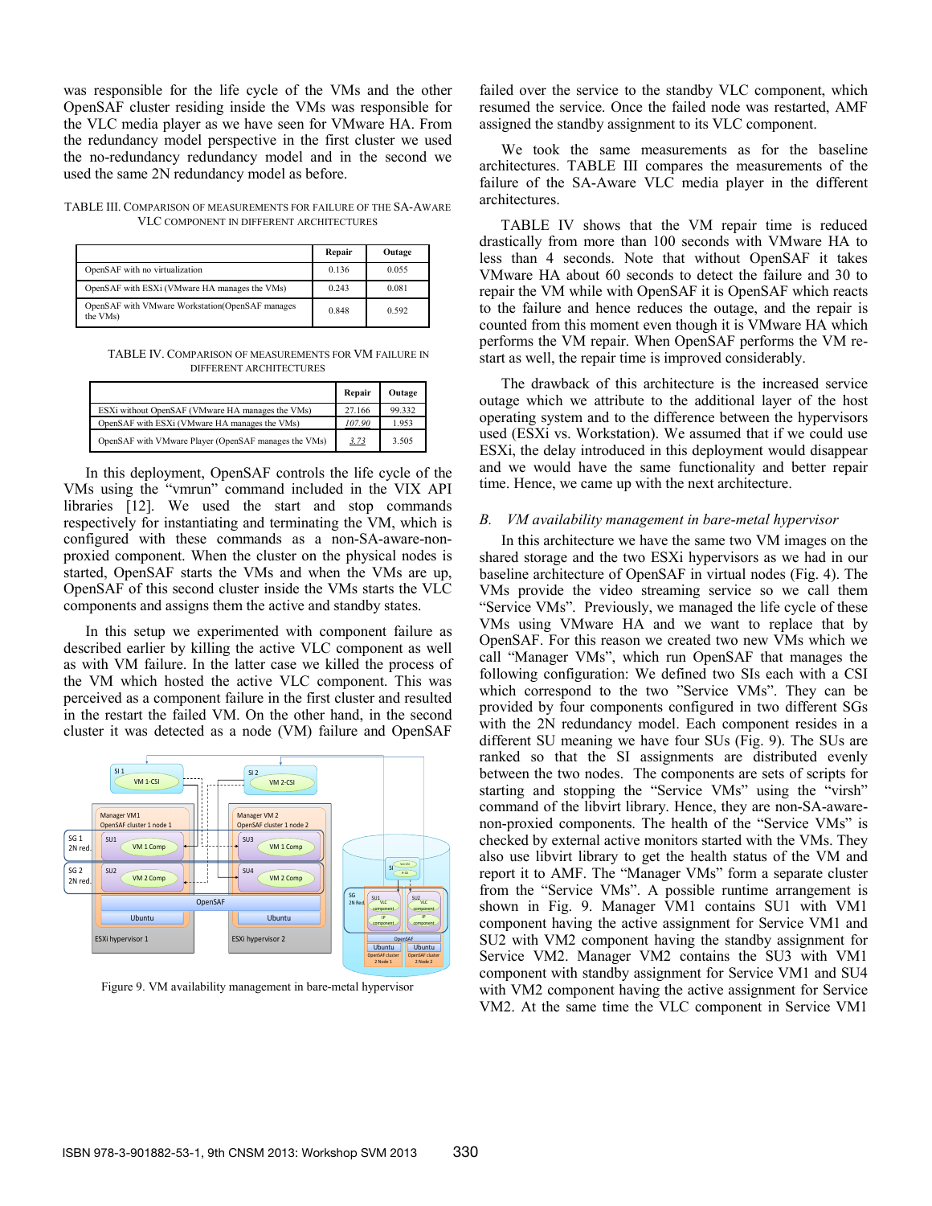was responsible for the life cycle of the VMs and the other OpenSAF cluster residing inside the VMs was responsible for the VLC media player as we have seen for VMware HA. From the redundancy model perspective in the first cluster we used the no-redundancy redundancy model and in the second we used the same 2N redundancy model as before.

TABLE III. COMPARISON OF MEASUREMENTS FOR FAILURE OF THE SA-AWARE VLC COMPONENT IN DIFFERENT ARCHITECTURES

| | Repair | Outage |
|---|---|---|
| OpenSAF with no virtualization | 0.136 | 0.055 |
| OpenSAF with ESXi (VMware HA manages the VMs) | 0.243 | 0.081 |
| OpenSAF with VMware Workstation(OpenSAF manages the VMs) | 0.848 | 0.592 |

TABLE IV. COMPARISON OF MEASUREMENTS FOR VM FAILURE IN DIFFERENT ARCHITECTURES

| | Repair | Outage |
|---|---|---|
| ESXi without OpenSAF (VMware HA manages the VMs) | 27.166 | 99.332 |
| OpenSAF with ESXi (VMware HA manages the VMs) | *107.90* | 1.953 |
| OpenSAF with VMware Player (OpenSAF manages the VMs) | *3.73* | 3.505 |

In this deployment, OpenSAF controls the life cycle of the VMs using the "vmrun" command included in the VIX API libraries [12]. We used the start and stop commands respectively for instantiating and terminating the VM, which is configured with these commands as a non-SA-aware-non-proxied component. When the cluster on the physical nodes is started, OpenSAF starts the VMs and when the VMs are up, OpenSAF of this second cluster inside the VMs starts the VLC components and assigns them the active and standby states.

In this setup we experimented with component failure as described earlier by killing the active VLC component as well as with VM failure. In the latter case we killed the process of the VM which hosted the active VLC component. This was perceived as a component failure in the first cluster and resulted in the restart the failed VM. On the other hand, in the second cluster it was detected as a node (VM) failure and OpenSAF failed over the service to the standby VLC component, which resumed the service. Once the failed node was restarted, AMF assigned the standby assignment to its VLC component.

We took the same measurements as for the baseline architectures. TABLE III compares the measurements of the failure of the SA-Aware VLC media player in the different architectures.

TABLE IV shows that the VM repair time is reduced drastically from more than 100 seconds with VMware HA to less than 4 seconds. Note that without OpenSAF it takes VMware HA about 60 seconds to detect the failure and 30 to repair the VM while with OpenSAF it is OpenSAF which reacts to the failure and hence reduces the outage, and the repair is counted from this moment even though it is VMware HA which performs the VM repair. When OpenSAF performs the VM re-start as well, the repair time is improved considerably.

The drawback of this architecture is the increased service outage which we attribute to the additional layer of the host operating system and to the difference between the hypervisors used (ESXi vs. Workstation). We assumed that if we could use ESXi, the delay introduced in this deployment would disappear and we would have the same functionality and better repair time. Hence, we came up with the next architecture.

Figure 9. VM availability management in bare-metal hypervisor

### B. VM availability management in bare-metal hypervisor

In this architecture we have the same two VM images on the shared storage and the two ESXi hypervisors as we had in our baseline architecture of OpenSAF in virtual nodes (Fig. 4). The VMs provide the video streaming service so we call them "Service VMs". Previously, we managed the life cycle of these VMs using VMware HA and we want to replace that by OpenSAF. For this reason we created two new VMs which we call "Manager VMs", which run OpenSAF that manages the following configuration: We defined two SIs each with a CSI which correspond to the two "Service VMs". They can be provided by four components configured in two different SGs with the 2N redundancy model. Each component resides in a different SU meaning we have four SUs (Fig. 9). The SUs are ranked so that the SI assignments are distributed evenly between the two nodes. The components are sets of scripts for starting and stopping the "Service VMs" using the "virsh" command of the libvirt library. Hence, they are non-SA-aware-non-proxied components. The health of the "Service VMs" is checked by external active monitors started with the VMs. They also use libvirt library to get the health status of the VM and report it to AMF. The "Manager VMs" form a separate cluster from the "Service VMs". A possible runtime arrangement is shown in Fig. 9. Manager VM1 contains SU1 with VM1 component having the active assignment for Service VM1 and SU2 with VM2 component having the standby assignment for Service VM2. Manager VM2 contains the SU3 with VM1 component with standby assignment for Service VM1 and SU4 with VM2 component having the active assignment for Service VM2. At the same time the VLC component in Service VM1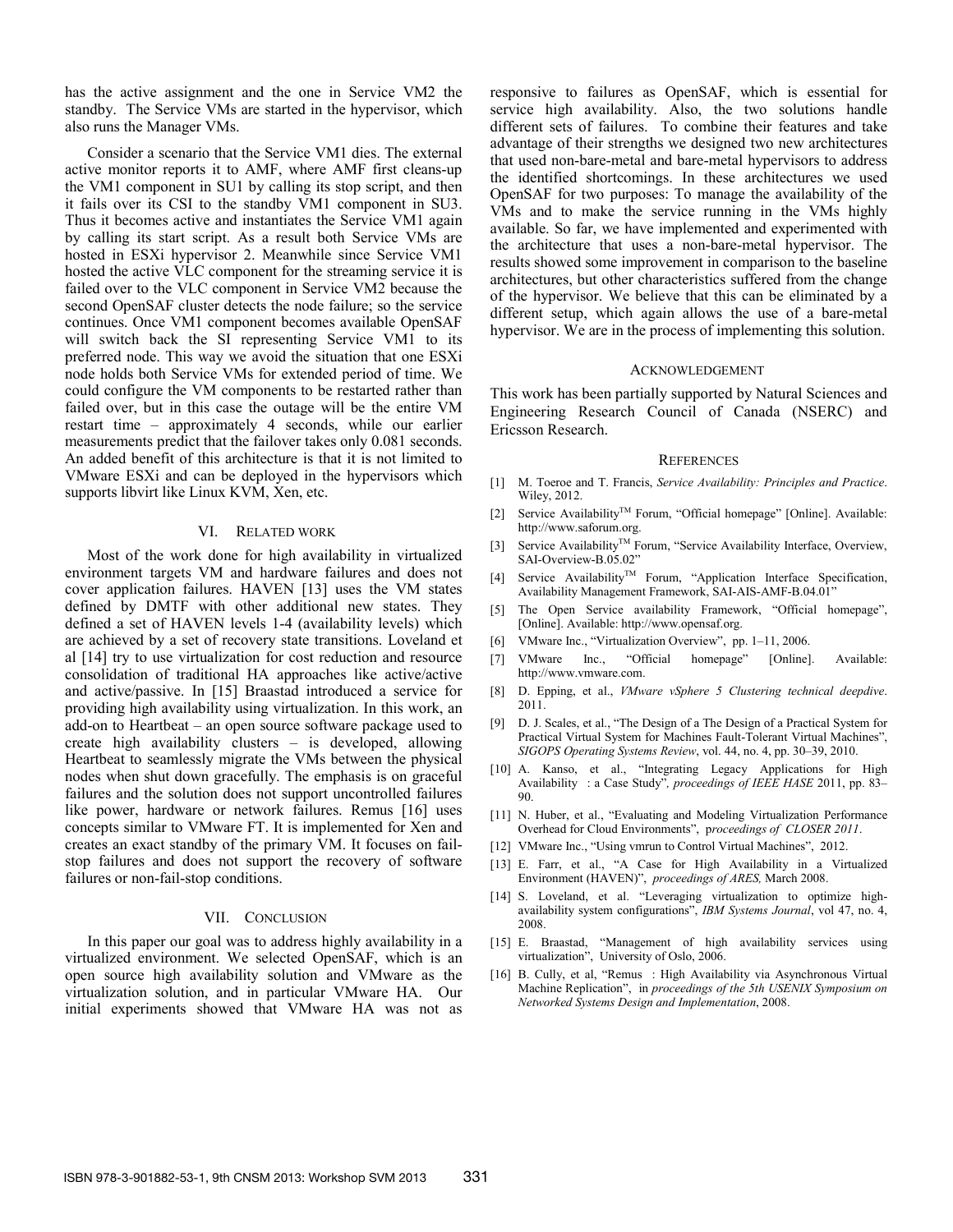has the active assignment and the one in Service VM2 the standby. The Service VMs are started in the hypervisor, which also runs the Manager VMs.

Consider a scenario that the Service VM1 dies. The external active monitor reports it to AMF, where AMF first cleans-up the VM1 component in SU1 by calling its stop script, and then it fails over its CSI to the standby VM1 component in SU3. Thus it becomes active and instantiates the Service VM1 again by calling its start script. As a result both Service VMs are hosted in ESXi hypervisor 2. Meanwhile since Service VM1 hosted the active VLC component for the streaming service it is failed over to the VLC component in Service VM2 because the second OpenSAF cluster detects the node failure; so the service continues. Once VM1 component becomes available OpenSAF will switch back the SI representing Service VM1 to its preferred node. This way we avoid the situation that one ESXi node holds both Service VMs for extended period of time. We could configure the VM components to be restarted rather than failed over, but in this case the outage will be the entire VM restart time – approximately 4 seconds, while our earlier measurements predict that the failover takes only 0.081 seconds. An added benefit of this architecture is that it is not limited to VMware ESXi and can be deployed in the hypervisors which supports libvirt like Linux KVM, Xen, etc.

## VI. Related work

Most of the work done for high availability in virtualized environment targets VM and hardware failures and does not cover application failures. HAVEN [13] uses the VM states defined by DMTF with other additional new states. They defined a set of HAVEN levels 1-4 (availability levels) which are achieved by a set of recovery state transitions. Loveland et al [14] try to use virtualization for cost reduction and resource consolidation of traditional HA approaches like active/active and active/passive. In [15] Braastad introduced a service for providing high availability using virtualization. In this work, an add-on to Heartbeat – an open source software package used to create high availability clusters – is developed, allowing Heartbeat to seamlessly migrate the VMs between the physical nodes when shut down gracefully. The emphasis is on graceful failures and the solution does not support uncontrolled failures like power, hardware or network failures. Remus [16] uses concepts similar to VMware FT. It is implemented for Xen and creates an exact standby of the primary VM. It focuses on fail-stop failures and does not support the recovery of software failures or non-fail-stop conditions.

## VII. Conclusion

In this paper our goal was to address highly availability in a virtualized environment. We selected OpenSAF, which is an open source high availability solution and VMware as the virtualization solution, and in particular VMware HA. Our initial experiments showed that VMware HA was not as responsive to failures as OpenSAF, which is essential for service high availability. Also, the two solutions handle different sets of failures. To combine their features and take advantage of their strengths we designed two new architectures that used non-bare-metal and bare-metal hypervisors to address the identified shortcomings. In these architectures we used OpenSAF for two purposes: To manage the availability of the VMs and to make the service running in the VMs highly available. So far, we have implemented and experimented with the architecture that uses a non-bare-metal hypervisor. The results showed some improvement in comparison to the baseline architectures, but other characteristics suffered from the change of the hypervisor. We believe that this can be eliminated by a different setup, which again allows the use of a bare-metal hypervisor. We are in the process of implementing this solution.

## Acknowledgement

This work has been partially supported by Natural Sciences and Engineering Research Council of Canada (NSERC) and Ericsson Research.

## References

[1] M. Toeroe and T. Francis, *Service Availability: Principles and Practice*. Wiley, 2012.

[2] Service Availability™ Forum, "Official homepage" [Online]. Available: http://www.saforum.org.

[3] Service Availability™ Forum, "Service Availability Interface, Overview, SAI-Overview-B.05.02"

[4] Service Availability™ Forum, "Application Interface Specification, Availability Management Framework, SAI-AIS-AMF-B.04.01"

[5] The Open Service availability Framework, "Official homepage", [Online]. Available: http://www.opensaf.org.

[6] VMware Inc., "Virtualization Overview", pp. 1–11, 2006.

[7] VMware Inc., "Official homepage" [Online]. Available: http://www.vmware.com.

[8] D. Epping, et al., *VMware vSphere 5 Clustering technical deepdive*. 2011.

[9] D. J. Scales, et al., "The Design of a The Design of a Practical System for Practical Virtual System for Machines Fault-Tolerant Virtual Machines", *SIGOPS Operating Systems Review*, vol. 44, no. 4, pp. 30–39, 2010.

[10] A. Kanso, et al., "Integrating Legacy Applications for High Availability : a Case Study", *proceedings of IEEE HASE* 2011, pp. 83–90.

[11] N. Huber, et al., "Evaluating and Modeling Virtualization Performance Overhead for Cloud Environments", p*roceedings of CLOSER 2011*.

[12] VMware Inc., "Using vmrun to Control Virtual Machines", 2012.

[13] E. Farr, et al., "A Case for High Availability in a Virtualized Environment (HAVEN)", *proceedings of ARES,* March 2008.

[14] S. Loveland, et al. "Leveraging virtualization to optimize high-availability system configurations", *IBM Systems Journal*, vol 47, no. 4, 2008.

[15] E. Braastad, "Management of high availability services using virtualization", University of Oslo, 2006.

[16] B. Cully, et al, "Remus : High Availability via Asynchronous Virtual Machine Replication", in *proceedings of the 5th USENIX Symposium on Networked Systems Design and Implementation*, 2008.